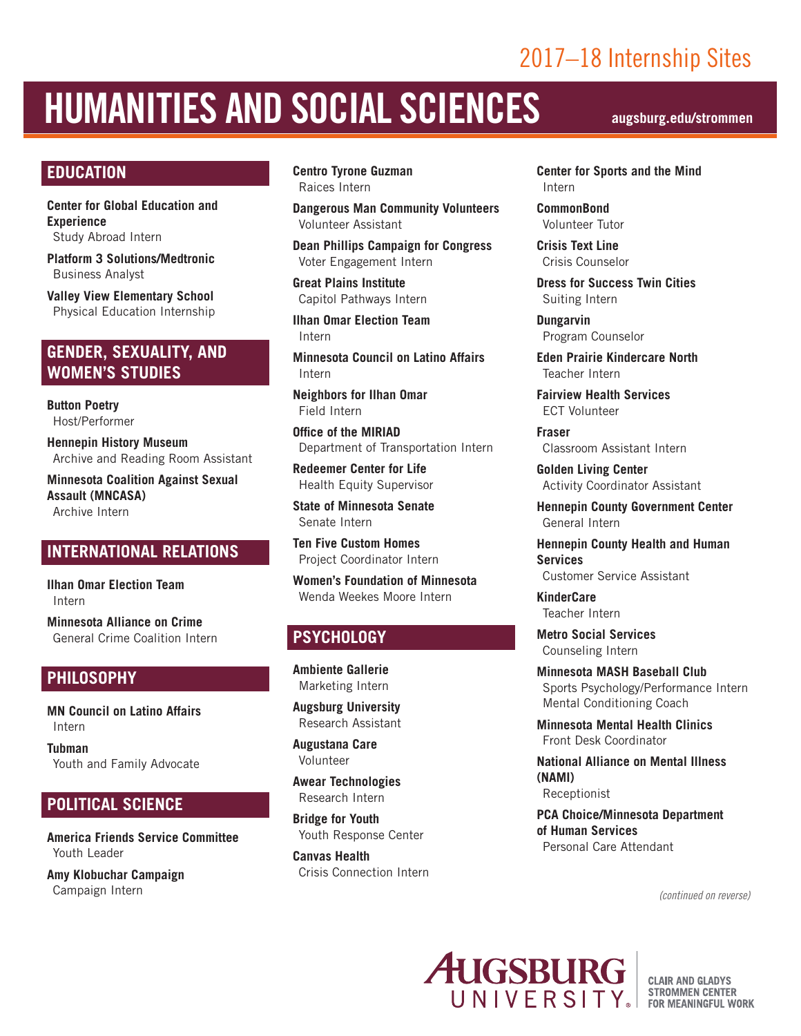2017–18 Internship Sites

# HUMANITIES AND SOCIAL SCIENCES

augsburg.edu/strommen

## EDUCATION

**Center for Global Education and Experience**
Study Abroad Intern

**Platform 3 Solutions/Medtronic**
Business Analyst

**Valley View Elementary School**
Physical Education Internship

## GENDER, SEXUALITY, AND WOMEN'S STUDIES

**Button Poetry**
Host/Performer

**Hennepin History Museum**
Archive and Reading Room Assistant

**Minnesota Coalition Against Sexual Assault (MNCASA)**
Archive Intern

## INTERNATIONAL RELATIONS

**Ilhan Omar Election Team**
Intern

**Minnesota Alliance on Crime**
General Crime Coalition Intern

## PHILOSOPHY

**MN Council on Latino Affairs**
Intern

**Tubman**
Youth and Family Advocate

## POLITICAL SCIENCE

**America Friends Service Committee**
Youth Leader

**Amy Klobuchar Campaign**
Campaign Intern

**Centro Tyrone Guzman**
Raices Intern

**Dangerous Man Community Volunteers**
Volunteer Assistant

**Dean Phillips Campaign for Congress**
Voter Engagement Intern

**Great Plains Institute**
Capitol Pathways Intern

**Ilhan Omar Election Team**
Intern

**Minnesota Council on Latino Affairs**
Intern

**Neighbors for Ilhan Omar**
Field Intern

**Office of the MIRIAD**
Department of Transportation Intern

**Redeemer Center for Life**
Health Equity Supervisor

**State of Minnesota Senate**
Senate Intern

**Ten Five Custom Homes**
Project Coordinator Intern

**Women's Foundation of Minnesota**
Wenda Weekes Moore Intern

## PSYCHOLOGY

**Ambiente Gallerie**
Marketing Intern

**Augsburg University**
Research Assistant

**Augustana Care**
Volunteer

**Awear Technologies**
Research Intern

**Bridge for Youth**
Youth Response Center

**Canvas Health**
Crisis Connection Intern

**Center for Sports and the Mind**
Intern

**CommonBond**
Volunteer Tutor

**Crisis Text Line**
Crisis Counselor

**Dress for Success Twin Cities**
Suiting Intern

**Dungarvin**
Program Counselor

**Eden Prairie Kindercare North**
Teacher Intern

**Fairview Health Services**
ECT Volunteer

**Fraser**
Classroom Assistant Intern

**Golden Living Center**
Activity Coordinator Assistant

**Hennepin County Government Center**
General Intern

**Hennepin County Health and Human Services**
Customer Service Assistant

**KinderCare**
Teacher Intern

**Metro Social Services**
Counseling Intern

**Minnesota MASH Baseball Club**
Sports Psychology/Performance Intern
Mental Conditioning Coach

**Minnesota Mental Health Clinics**
Front Desk Coordinator

**National Alliance on Mental Illness (NAMI)**
Receptionist

**PCA Choice/Minnesota Department of Human Services**
Personal Care Attendant

*(continued on reverse)*

AUGSBURG UNIVERSITY
CLAIR AND GLADYS STROMMEN CENTER FOR MEANINGFUL WORK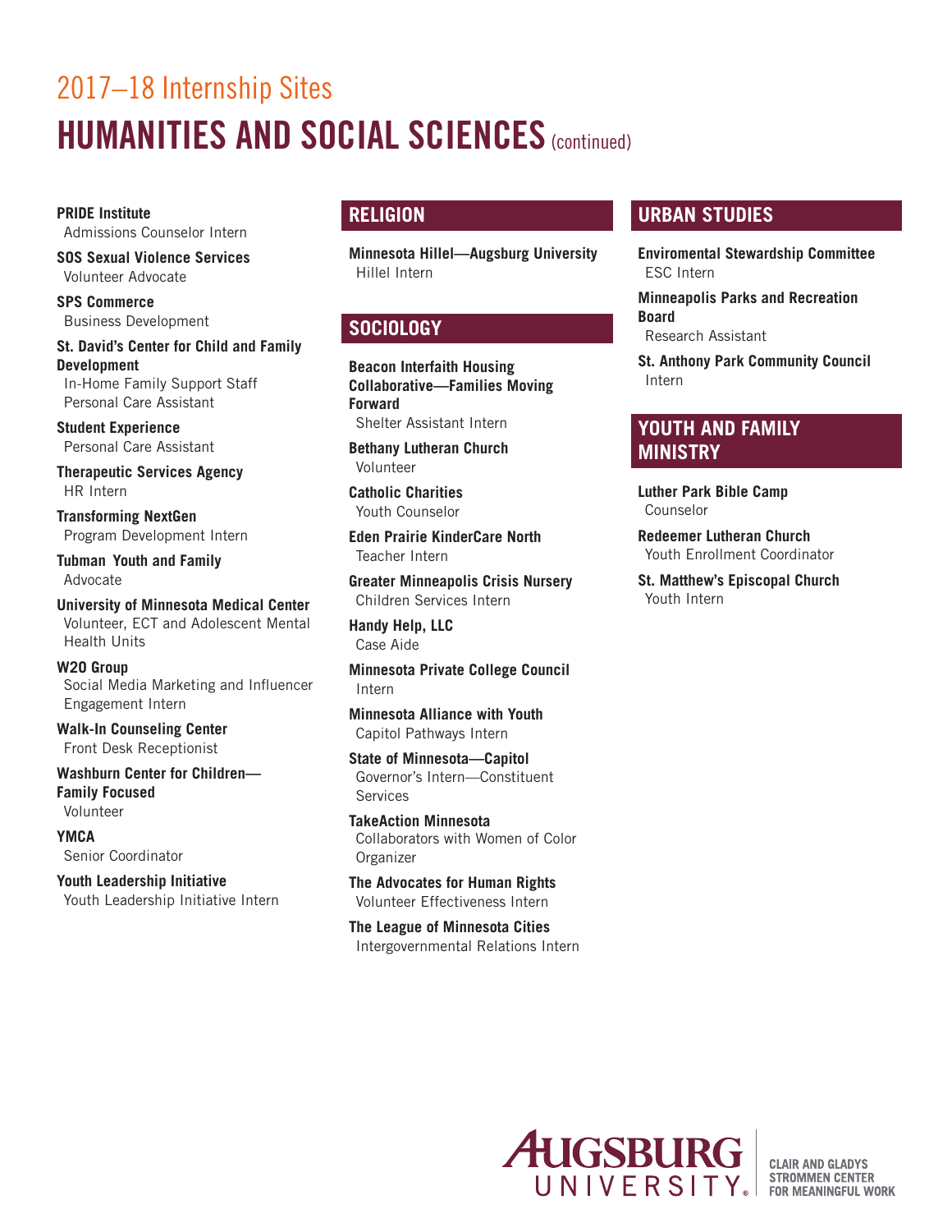## 2017–18 Internship Sites

# HUMANITIES AND SOCIAL SCIENCES (continued)

**PRIDE Institute**
Admissions Counselor Intern

**SOS Sexual Violence Services**
Volunteer Advocate

**SPS Commerce**
Business Development

**St. David's Center for Child and Family Development**
In-Home Family Support Staff
Personal Care Assistant

**Student Experience**
Personal Care Assistant

**Therapeutic Services Agency**
HR Intern

**Transforming NextGen**
Program Development Intern

**Tubman Youth and Family**
Advocate

**University of Minnesota Medical Center**
Volunteer, ECT and Adolescent Mental Health Units

**W2O Group**
Social Media Marketing and Influencer Engagement Intern

**Walk-In Counseling Center**
Front Desk Receptionist

**Washburn Center for Children—Family Focused**
Volunteer

**YMCA**
Senior Coordinator

**Youth Leadership Initiative**
Youth Leadership Initiative Intern

## RELIGION

**Minnesota Hillel—Augsburg University**
Hillel Intern

## SOCIOLOGY

**Beacon Interfaith Housing Collaborative—Families Moving Forward**
Shelter Assistant Intern

**Bethany Lutheran Church**
Volunteer

**Catholic Charities**
Youth Counselor

**Eden Prairie KinderCare North**
Teacher Intern

**Greater Minneapolis Crisis Nursery**
Children Services Intern

**Handy Help, LLC**
Case Aide

**Minnesota Private College Council**
Intern

**Minnesota Alliance with Youth**
Capitol Pathways Intern

**State of Minnesota—Capitol**
Governor's Intern—Constituent Services

**TakeAction Minnesota**
Collaborators with Women of Color Organizer

**The Advocates for Human Rights**
Volunteer Effectiveness Intern

**The League of Minnesota Cities**
Intergovernmental Relations Intern

## URBAN STUDIES

**Enviromental Stewardship Committee**
ESC Intern

**Minneapolis Parks and Recreation Board**
Research Assistant

**St. Anthony Park Community Council**
Intern

## YOUTH AND FAMILY MINISTRY

**Luther Park Bible Camp**
Counselor

**Redeemer Lutheran Church**
Youth Enrollment Coordinator

**St. Matthew's Episcopal Church**
Youth Intern

AUGSBURG UNIVERSITY
CLAIR AND GLADYS STROMMEN CENTER FOR MEANINGFUL WORK